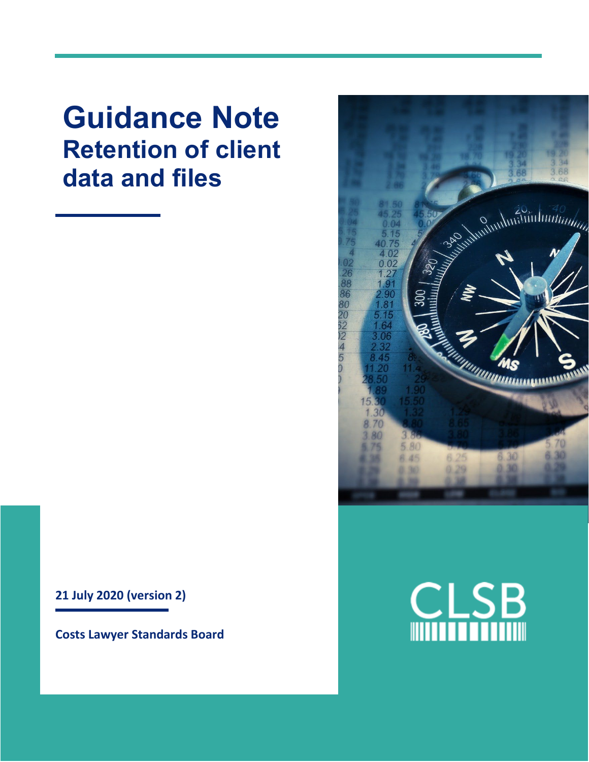# Guidance Note

## Retention of client data and files

**21 July 2020 (version 2)**

**Costs Lawyer Standards Board**

CLSB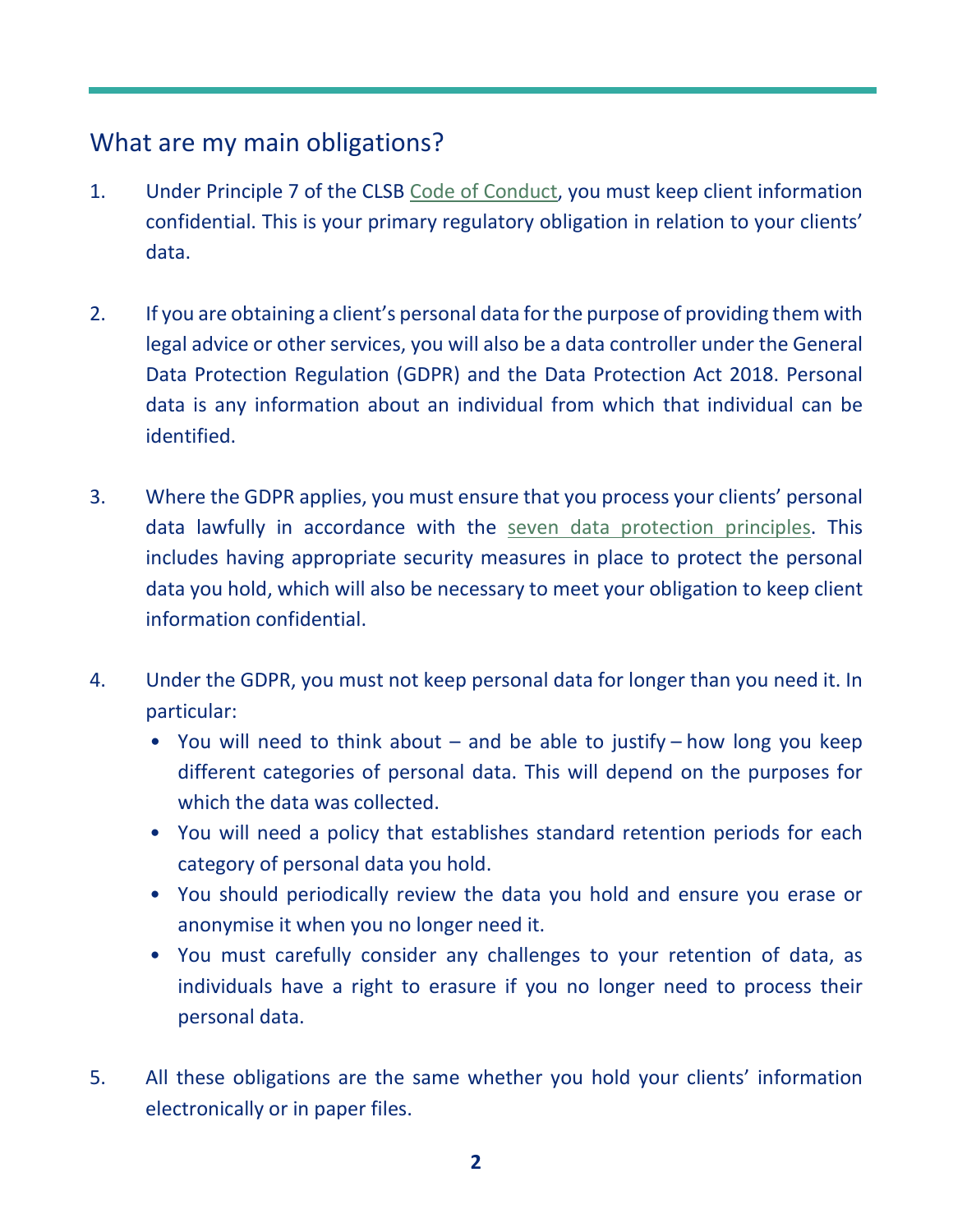## What are my main obligations?

1. Under Principle 7 of the CLSB Code of Conduct, you must keep client information confidential. This is your primary regulatory obligation in relation to your clients' data.

2. If you are obtaining a client's personal data for the purpose of providing them with legal advice or other services, you will also be a data controller under the General Data Protection Regulation (GDPR) and the Data Protection Act 2018. Personal data is any information about an individual from which that individual can be identified.

3. Where the GDPR applies, you must ensure that you process your clients' personal data lawfully in accordance with the seven data protection principles. This includes having appropriate security measures in place to protect the personal data you hold, which will also be necessary to meet your obligation to keep client information confidential.

4. Under the GDPR, you must not keep personal data for longer than you need it. In particular:
   - You will need to think about – and be able to justify – how long you keep different categories of personal data. This will depend on the purposes for which the data was collected.
   - You will need a policy that establishes standard retention periods for each category of personal data you hold.
   - You should periodically review the data you hold and ensure you erase or anonymise it when you no longer need it.
   - You must carefully consider any challenges to your retention of data, as individuals have a right to erasure if you no longer need to process their personal data.

5. All these obligations are the same whether you hold your clients' information electronically or in paper files.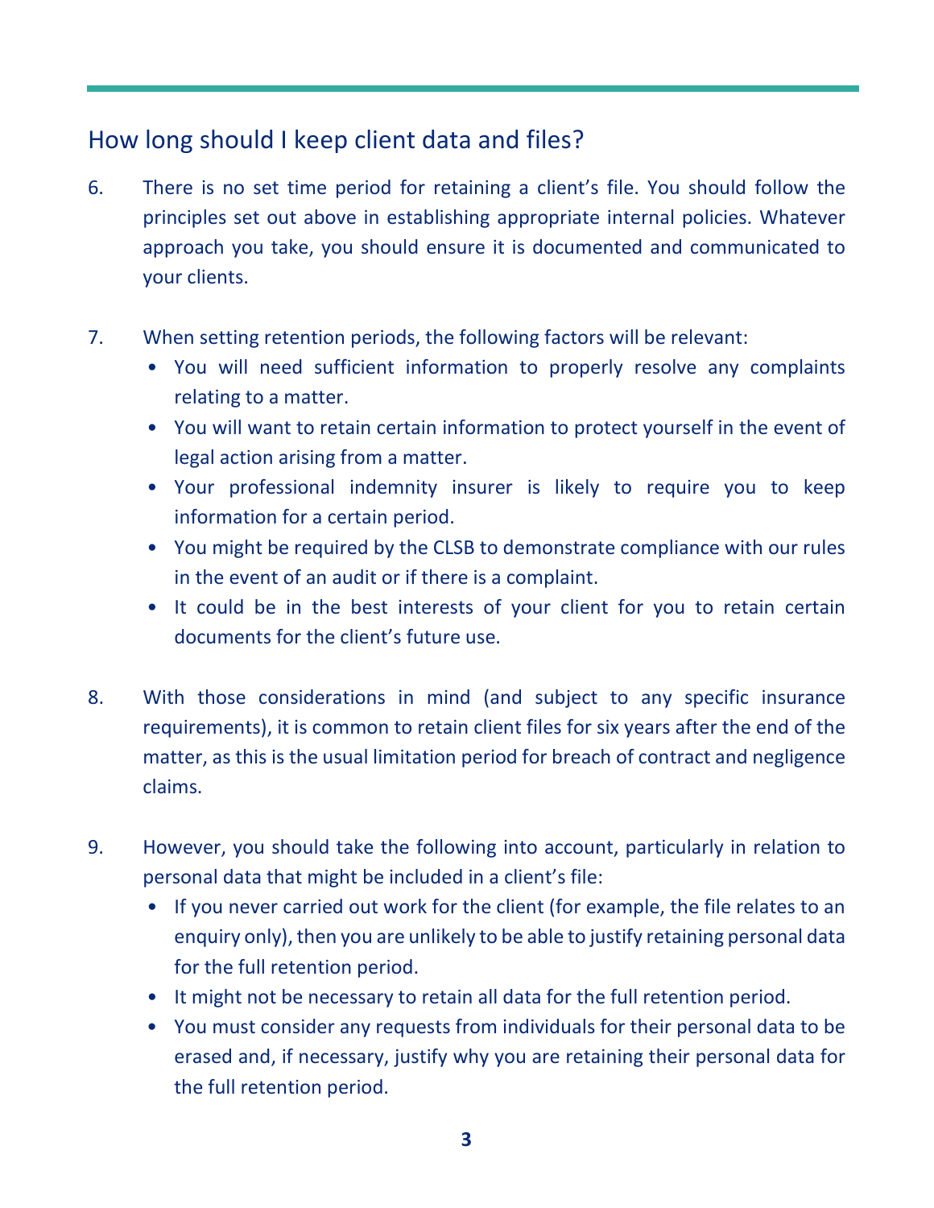## How long should I keep client data and files?

6. There is no set time period for retaining a client's file. You should follow the principles set out above in establishing appropriate internal policies. Whatever approach you take, you should ensure it is documented and communicated to your clients.

7. When setting retention periods, the following factors will be relevant:
   - You will need sufficient information to properly resolve any complaints relating to a matter.
   - You will want to retain certain information to protect yourself in the event of legal action arising from a matter.
   - Your professional indemnity insurer is likely to require you to keep information for a certain period.
   - You might be required by the CLSB to demonstrate compliance with our rules in the event of an audit or if there is a complaint.
   - It could be in the best interests of your client for you to retain certain documents for the client's future use.

8. With those considerations in mind (and subject to any specific insurance requirements), it is common to retain client files for six years after the end of the matter, as this is the usual limitation period for breach of contract and negligence claims.

9. However, you should take the following into account, particularly in relation to personal data that might be included in a client's file:
   - If you never carried out work for the client (for example, the file relates to an enquiry only), then you are unlikely to be able to justify retaining personal data for the full retention period.
   - It might not be necessary to retain all data for the full retention period.
   - You must consider any requests from individuals for their personal data to be erased and, if necessary, justify why you are retaining their personal data for the full retention period.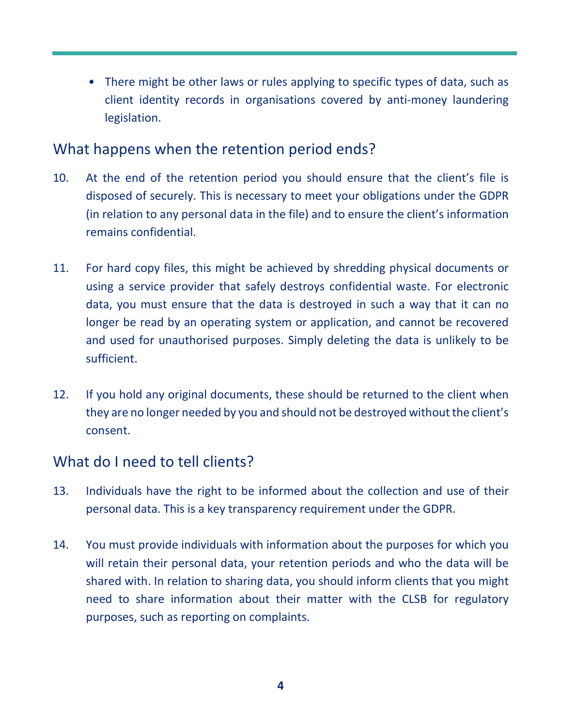- There might be other laws or rules applying to specific types of data, such as client identity records in organisations covered by anti-money laundering legislation.

## What happens when the retention period ends?

10. At the end of the retention period you should ensure that the client's file is disposed of securely. This is necessary to meet your obligations under the GDPR (in relation to any personal data in the file) and to ensure the client's information remains confidential.

11. For hard copy files, this might be achieved by shredding physical documents or using a service provider that safely destroys confidential waste. For electronic data, you must ensure that the data is destroyed in such a way that it can no longer be read by an operating system or application, and cannot be recovered and used for unauthorised purposes. Simply deleting the data is unlikely to be sufficient.

12. If you hold any original documents, these should be returned to the client when they are no longer needed by you and should not be destroyed without the client's consent.

## What do I need to tell clients?

13. Individuals have the right to be informed about the collection and use of their personal data. This is a key transparency requirement under the GDPR.

14. You must provide individuals with information about the purposes for which you will retain their personal data, your retention periods and who the data will be shared with. In relation to sharing data, you should inform clients that you might need to share information about their matter with the CLSB for regulatory purposes, such as reporting on complaints.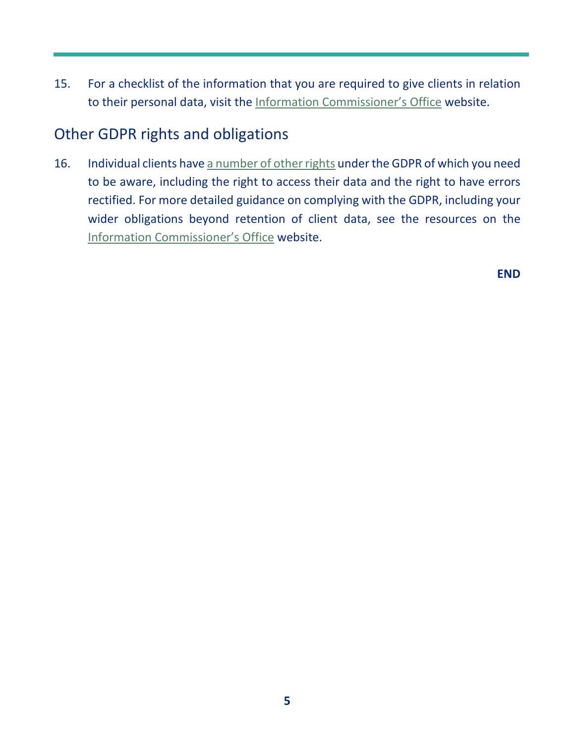15. For a checklist of the information that you are required to give clients in relation to their personal data, visit the Information Commissioner's Office website.

## Other GDPR rights and obligations

16. Individual clients have a number of other rights under the GDPR of which you need to be aware, including the right to access their data and the right to have errors rectified. For more detailed guidance on complying with the GDPR, including your wider obligations beyond retention of client data, see the resources on the Information Commissioner's Office website.

**END**